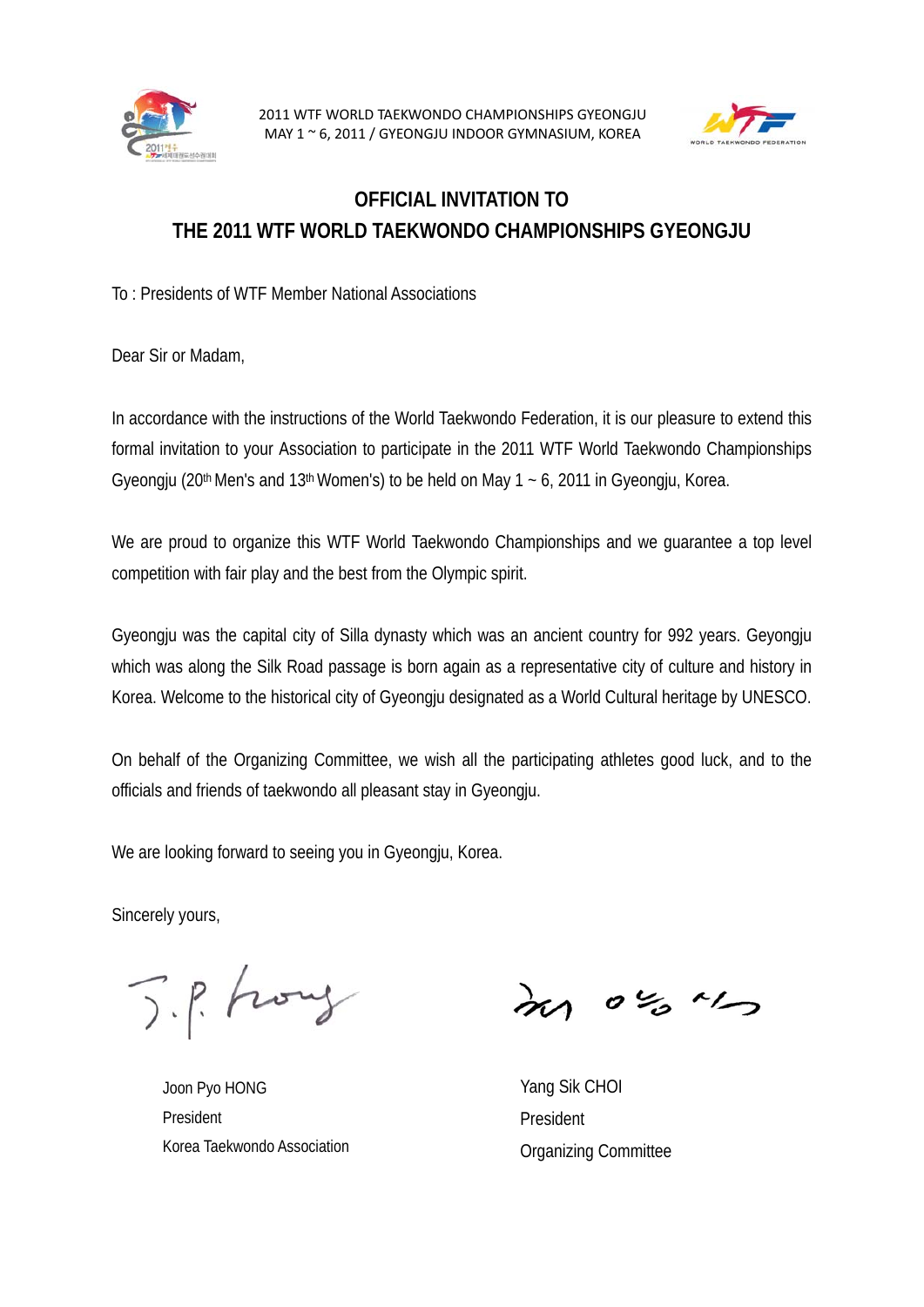2011 WTF WORLD TAEKWONDO CHAMPIONSHIPS GYEONGJU
MAY 1 ~ 6, 2011 / GYEONGJU INDOOR GYMNASIUM, KOREA

## OFFICIAL INVITATION TO THE 2011 WTF WORLD TAEKWONDO CHAMPIONSHIPS GYEONGJU

To : Presidents of WTF Member National Associations

Dear Sir or Madam,

In accordance with the instructions of the World Taekwondo Federation, it is our pleasure to extend this formal invitation to your Association to participate in the 2011 WTF World Taekwondo Championships Gyeongju (20th Men's and 13th Women's) to be held on May 1 ~ 6, 2011 in Gyeongju, Korea.

We are proud to organize this WTF World Taekwondo Championships and we guarantee a top level competition with fair play and the best from the Olympic spirit.

Gyeongju was the capital city of Silla dynasty which was an ancient country for 992 years. Geyongju which was along the Silk Road passage is born again as a representative city of culture and history in Korea. Welcome to the historical city of Gyeongju designated as a World Cultural heritage by UNESCO.

On behalf of the Organizing Committee, we wish all the participating athletes good luck, and to the officials and friends of taekwondo all pleasant stay in Gyeongju.

We are looking forward to seeing you in Gyeongju, Korea.

Sincerely yours,

Joon Pyo HONG
President
Korea Taekwondo Association

Yang Sik CHOI
President
Organizing Committee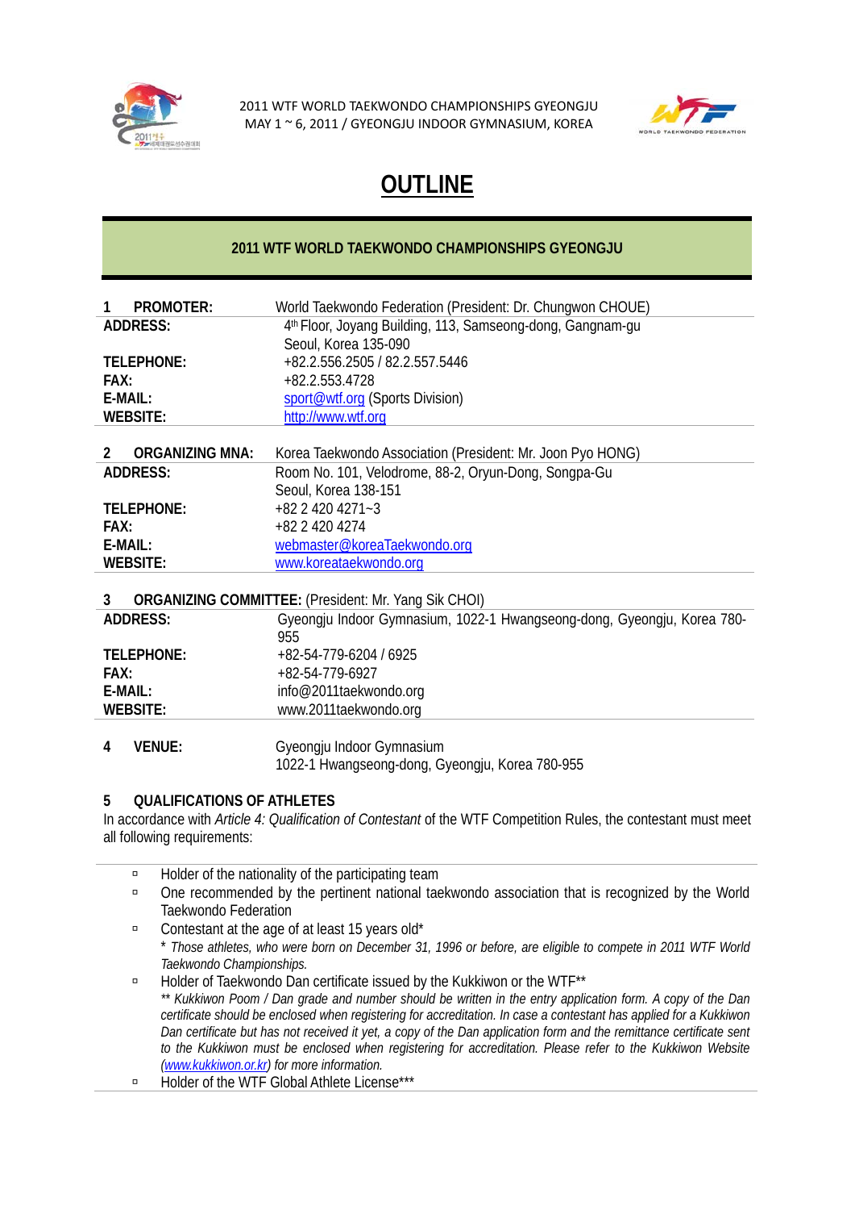2011 WTF WORLD TAEKWONDO CHAMPIONSHIPS GYEONGJU
MAY 1 ~ 6, 2011 / GYEONGJU INDOOR GYMNASIUM, KOREA

# OUTLINE

## 2011 WTF WORLD TAEKWONDO CHAMPIONSHIPS GYEONGJU

**1 PROMOTER:** World Taekwondo Federation (President: Dr. Chungwon CHOUE)

| | |
|---|---|
| **ADDRESS:** | 4th Floor, Joyang Building, 113, Samseong-dong, Gangnam-gu Seoul, Korea 135-090 |
| **TELEPHONE:** | +82.2.556.2505 / 82.2.557.5446 |
| **FAX:** | +82.2.553.4728 |
| **E-MAIL:** | sport@wtf.org (Sports Division) |
| **WEBSITE:** | http://www.wtf.org |

**2 ORGANIZING MNA:** Korea Taekwondo Association (President: Mr. Joon Pyo HONG)

| | |
|---|---|
| **ADDRESS:** | Room No. 101, Velodrome, 88-2, Oryun-Dong, Songpa-Gu Seoul, Korea 138-151 |
| **TELEPHONE:** | +82 2 420 4271~3 |
| **FAX:** | +82 2 420 4274 |
| **E-MAIL:** | webmaster@koreaTaekwondo.org |
| **WEBSITE:** | www.koreataekwondo.org |

**3 ORGANIZING COMMITTEE:** (President: Mr. Yang Sik CHOI)

| | |
|---|---|
| **ADDRESS:** | Gyeongju Indoor Gymnasium, 1022-1 Hwangseong-dong, Gyeongju, Korea 780-955 |
| **TELEPHONE:** | +82-54-779-6204 / 6925 |
| **FAX:** | +82-54-779-6927 |
| **E-MAIL:** | info@2011taekwondo.org |
| **WEBSITE:** | www.2011taekwondo.org |

**4 VENUE:** Gyeongju Indoor Gymnasium
1022-1 Hwangseong-dong, Gyeongju, Korea 780-955

**5 QUALIFICATIONS OF ATHLETES**

In accordance with *Article 4: Qualification of Contestant* of the WTF Competition Rules, the contestant must meet all following requirements:

- Holder of the nationality of the participating team
- One recommended by the pertinent national taekwondo association that is recognized by the World Taekwondo Federation
- Contestant at the age of at least 15 years old*
  *\* Those athletes, who were born on December 31, 1996 or before, are eligible to compete in 2011 WTF World Taekwondo Championships.*
- Holder of Taekwondo Dan certificate issued by the Kukkiwon or the WTF**
  *\*\* Kukkiwon Poom / Dan grade and number should be written in the entry application form. A copy of the Dan certificate should be enclosed when registering for accreditation. In case a contestant has applied for a Kukkiwon Dan certificate but has not received it yet, a copy of the Dan application form and the remittance certificate sent to the Kukkiwon must be enclosed when registering for accreditation. Please refer to the Kukkiwon Website (www.kukkiwon.or.kr) for more information.*
- Holder of the WTF Global Athlete License***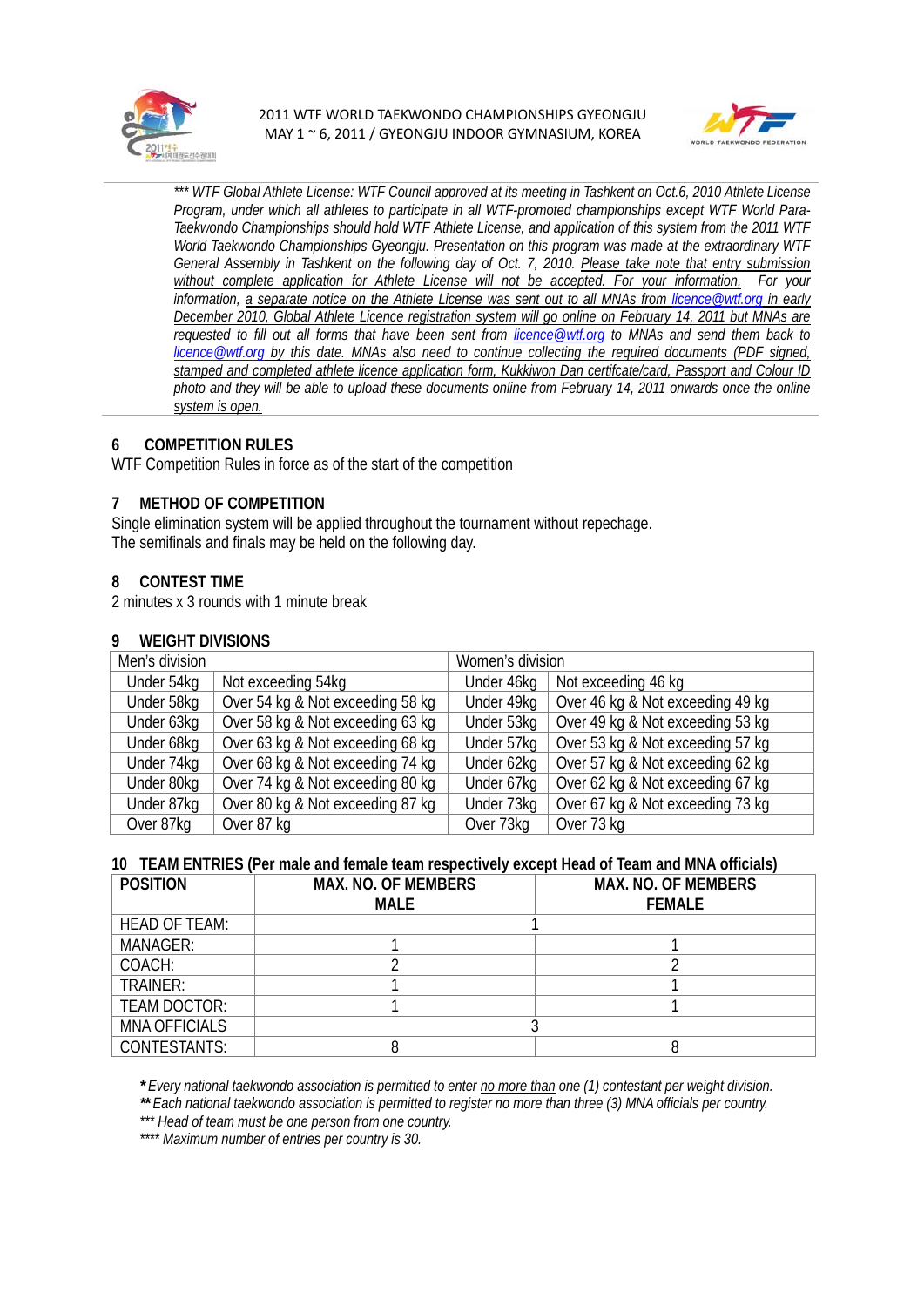*\*\*\* WTF Global Athlete License: WTF Council approved at its meeting in Tashkent on Oct.6, 2010 Athlete License Program, under which all athletes to participate in all WTF-promoted championships except WTF World Para-Taekwondo Championships should hold WTF Athlete License, and application of this system from the 2011 WTF World Taekwondo Championships Gyeongju. Presentation on this program was made at the extraordinary WTF General Assembly in Tashkent on the following day of Oct. 7, 2010. Please take note that entry submission without complete application for Athlete License will not be accepted. For your information, For your information, a separate notice on the Athlete License was sent out to all MNAs from licence@wtf.org in early December 2010, Global Athlete Licence registration system will go online on February 14, 2011 but MNAs are requested to fill out all forms that have been sent from licence@wtf.org to MNAs and send them back to licence@wtf.org by this date. MNAs also need to continue collecting the required documents (PDF signed, stamped and completed athlete licence application form, Kukkiwon Dan certifcate/card, Passport and Colour ID photo and they will be able to upload these documents online from February 14, 2011 onwards once the online system is open.*

## 6 COMPETITION RULES

WTF Competition Rules in force as of the start of the competition

## 7 METHOD OF COMPETITION

Single elimination system will be applied throughout the tournament without repechage.
The semifinals and finals may be held on the following day.

## 8 CONTEST TIME

2 minutes x 3 rounds with 1 minute break

## 9 WEIGHT DIVISIONS

| Men's division | | Women's division | |
|---|---|---|---|
| Under 54kg | Not exceeding 54kg | Under 46kg | Not exceeding 46 kg |
| Under 58kg | Over 54 kg & Not exceeding 58 kg | Under 49kg | Over 46 kg & Not exceeding 49 kg |
| Under 63kg | Over 58 kg & Not exceeding 63 kg | Under 53kg | Over 49 kg & Not exceeding 53 kg |
| Under 68kg | Over 63 kg & Not exceeding 68 kg | Under 57kg | Over 53 kg & Not exceeding 57 kg |
| Under 74kg | Over 68 kg & Not exceeding 74 kg | Under 62kg | Over 57 kg & Not exceeding 62 kg |
| Under 80kg | Over 74 kg & Not exceeding 80 kg | Under 67kg | Over 62 kg & Not exceeding 67 kg |
| Under 87kg | Over 80 kg & Not exceeding 87 kg | Under 73kg | Over 67 kg & Not exceeding 73 kg |
| Over 87kg | Over 87 kg | Over 73kg | Over 73 kg |

## 10 TEAM ENTRIES (Per male and female team respectively except Head of Team and MNA officials)

| POSITION | MAX. NO. OF MEMBERS MALE | MAX. NO. OF MEMBERS FEMALE |
|---|---|---|
| HEAD OF TEAM: | 1 | |
| MANAGER: | 1 | 1 |
| COACH: | 2 | 2 |
| TRAINER: | 1 | 1 |
| TEAM DOCTOR: | 1 | 1 |
| MNA OFFICIALS | 3 | |
| CONTESTANTS: | 8 | 8 |

*\* Every national taekwondo association is permitted to enter no more than one (1) contestant per weight division.*
*\*\* Each national taekwondo association is permitted to register no more than three (3) MNA officials per country.*
*\*\*\* Head of team must be one person from one country.*
*\*\*\*\* Maximum number of entries per country is 30.*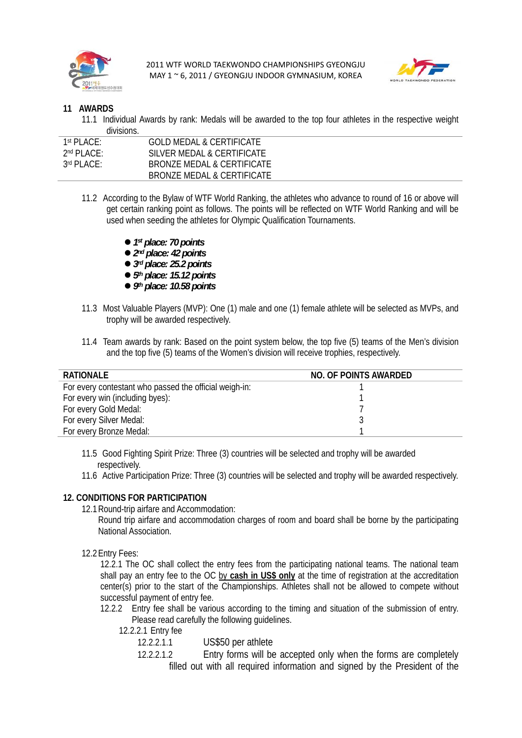## 11 AWARDS

11.1 Individual Awards by rank: Medals will be awarded to the top four athletes in the respective weight divisions.

| | |
|---|---|
| 1st PLACE: | GOLD MEDAL & CERTIFICATE |
| 2nd PLACE: | SILVER MEDAL & CERTIFICATE |
| 3rd PLACE: | BRONZE MEDAL & CERTIFICATE |
| | BRONZE MEDAL & CERTIFICATE |

11.2 According to the Bylaw of WTF World Ranking, the athletes who advance to round of 16 or above will get certain ranking point as follows. The points will be reflected on WTF World Ranking and will be used when seeding the athletes for Olympic Qualification Tournaments.

- ***1st place: 70 points***
- ***2nd place: 42 points***
- ***3rd place: 25.2 points***
- ***5th place: 15.12 points***
- ***9th place: 10.58 points***

11.3 Most Valuable Players (MVP): One (1) male and one (1) female athlete will be selected as MVPs, and trophy will be awarded respectively.

11.4 Team awards by rank: Based on the point system below, the top five (5) teams of the Men's division and the top five (5) teams of the Women's division will receive trophies, respectively.

| RATIONALE | NO. OF POINTS AWARDED |
|---|---|
| For every contestant who passed the official weigh-in: | 1 |
| For every win (including byes): | 1 |
| For every Gold Medal: | 7 |
| For every Silver Medal: | 3 |
| For every Bronze Medal: | 1 |

11.5 Good Fighting Spirit Prize: Three (3) countries will be selected and trophy will be awarded respectively.

11.6 Active Participation Prize: Three (3) countries will be selected and trophy will be awarded respectively.

## 12. CONDITIONS FOR PARTICIPATION

12.1 Round-trip airfare and Accommodation:

Round trip airfare and accommodation charges of room and board shall be borne by the participating National Association.

12.2 Entry Fees:

12.2.1 The OC shall collect the entry fees from the participating national teams. The national team shall pay an entry fee to the OC by **cash in US$ only** at the time of registration at the accreditation center(s) prior to the start of the Championships. Athletes shall not be allowed to compete without successful payment of entry fee.

12.2.2 Entry fee shall be various according to the timing and situation of the submission of entry. Please read carefully the following guidelines.

12.2.2.1 Entry fee

12.2.2.1.1 US$50 per athlete

12.2.2.1.2 Entry forms will be accepted only when the forms are completely filled out with all required information and signed by the President of the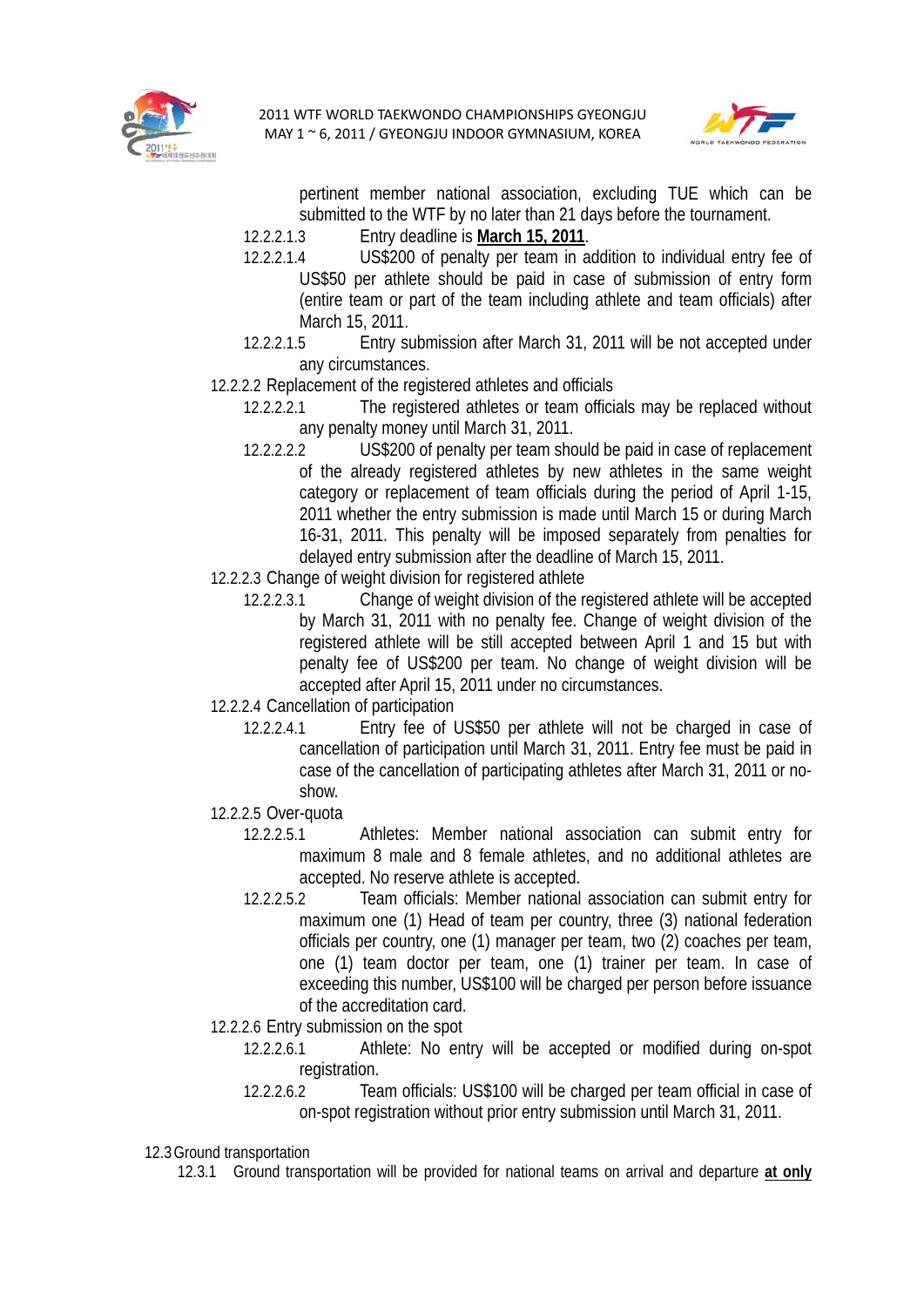pertinent member national association, excluding TUE which can be submitted to the WTF by no later than 21 days before the tournament.

12.2.2.1.3 Entry deadline is **March 15, 2011**.

12.2.2.1.4 US$200 of penalty per team in addition to individual entry fee of US$50 per athlete should be paid in case of submission of entry form (entire team or part of the team including athlete and team officials) after March 15, 2011.

12.2.2.1.5 Entry submission after March 31, 2011 will be not accepted under any circumstances.

12.2.2.2 Replacement of the registered athletes and officials

12.2.2.2.1 The registered athletes or team officials may be replaced without any penalty money until March 31, 2011.

12.2.2.2.2 US$200 of penalty per team should be paid in case of replacement of the already registered athletes by new athletes in the same weight category or replacement of team officials during the period of April 1-15, 2011 whether the entry submission is made until March 15 or during March 16-31, 2011. This penalty will be imposed separately from penalties for delayed entry submission after the deadline of March 15, 2011.

12.2.2.3 Change of weight division for registered athlete

12.2.2.3.1 Change of weight division of the registered athlete will be accepted by March 31, 2011 with no penalty fee. Change of weight division of the registered athlete will be still accepted between April 1 and 15 but with penalty fee of US$200 per team. No change of weight division will be accepted after April 15, 2011 under no circumstances.

12.2.2.4 Cancellation of participation

12.2.2.4.1 Entry fee of US$50 per athlete will not be charged in case of cancellation of participation until March 31, 2011. Entry fee must be paid in case of the cancellation of participating athletes after March 31, 2011 or no-show.

12.2.2.5 Over-quota

12.2.2.5.1 Athletes: Member national association can submit entry for maximum 8 male and 8 female athletes, and no additional athletes are accepted. No reserve athlete is accepted.

12.2.2.5.2 Team officials: Member national association can submit entry for maximum one (1) Head of team per country, three (3) national federation officials per country, one (1) manager per team, two (2) coaches per team, one (1) team doctor per team, one (1) trainer per team. In case of exceeding this number, US$100 will be charged per person before issuance of the accreditation card.

12.2.2.6 Entry submission on the spot

12.2.2.6.1 Athlete: No entry will be accepted or modified during on-spot registration.

12.2.2.6.2 Team officials: US$100 will be charged per team official in case of on-spot registration without prior entry submission until March 31, 2011.

12.3 Ground transportation

12.3.1 Ground transportation will be provided for national teams on arrival and departure **at only**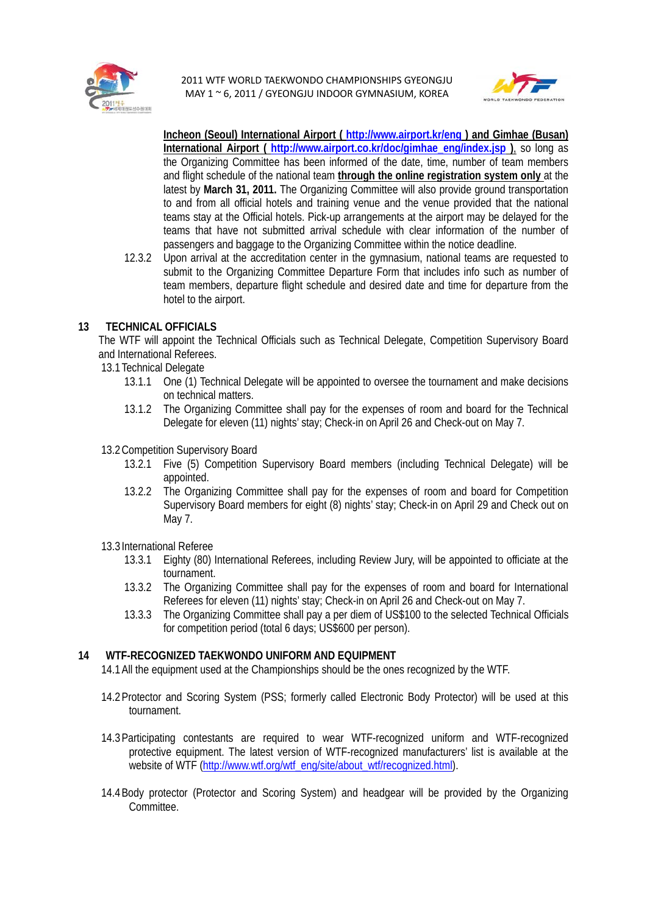**Incheon (Seoul) International Airport ( http://www.airport.kr/eng ) and Gimhae (Busan) International Airport ( http://www.airport.co.kr/doc/gimhae_eng/index.jsp ),** so long as the Organizing Committee has been informed of the date, time, number of team members and flight schedule of the national team **through the online registration system only** at the latest by **March 31, 2011.** The Organizing Committee will also provide ground transportation to and from all official hotels and training venue and the venue provided that the national teams stay at the Official hotels. Pick-up arrangements at the airport may be delayed for the teams that have not submitted arrival schedule with clear information of the number of passengers and baggage to the Organizing Committee within the notice deadline.

12.3.2 Upon arrival at the accreditation center in the gymnasium, national teams are requested to submit to the Organizing Committee Departure Form that includes info such as number of team members, departure flight schedule and desired date and time for departure from the hotel to the airport.

## 13 TECHNICAL OFFICIALS

The WTF will appoint the Technical Officials such as Technical Delegate, Competition Supervisory Board and International Referees.

13.1 Technical Delegate

13.1.1 One (1) Technical Delegate will be appointed to oversee the tournament and make decisions on technical matters.

13.1.2 The Organizing Committee shall pay for the expenses of room and board for the Technical Delegate for eleven (11) nights' stay; Check-in on April 26 and Check-out on May 7.

13.2 Competition Supervisory Board

13.2.1 Five (5) Competition Supervisory Board members (including Technical Delegate) will be appointed.

13.2.2 The Organizing Committee shall pay for the expenses of room and board for Competition Supervisory Board members for eight (8) nights' stay; Check-in on April 29 and Check out on May 7.

13.3 International Referee

13.3.1 Eighty (80) International Referees, including Review Jury, will be appointed to officiate at the tournament.

13.3.2 The Organizing Committee shall pay for the expenses of room and board for International Referees for eleven (11) nights' stay; Check-in on April 26 and Check-out on May 7.

13.3.3 The Organizing Committee shall pay a per diem of US$100 to the selected Technical Officials for competition period (total 6 days; US$600 per person).

## 14 WTF-RECOGNIZED TAEKWONDO UNIFORM AND EQUIPMENT

14.1 All the equipment used at the Championships should be the ones recognized by the WTF.

14.2 Protector and Scoring System (PSS; formerly called Electronic Body Protector) will be used at this tournament.

14.3 Participating contestants are required to wear WTF-recognized uniform and WTF-recognized protective equipment. The latest version of WTF-recognized manufacturers' list is available at the website of WTF (http://www.wtf.org/wtf_eng/site/about_wtf/recognized.html).

14.4 Body protector (Protector and Scoring System) and headgear will be provided by the Organizing Committee.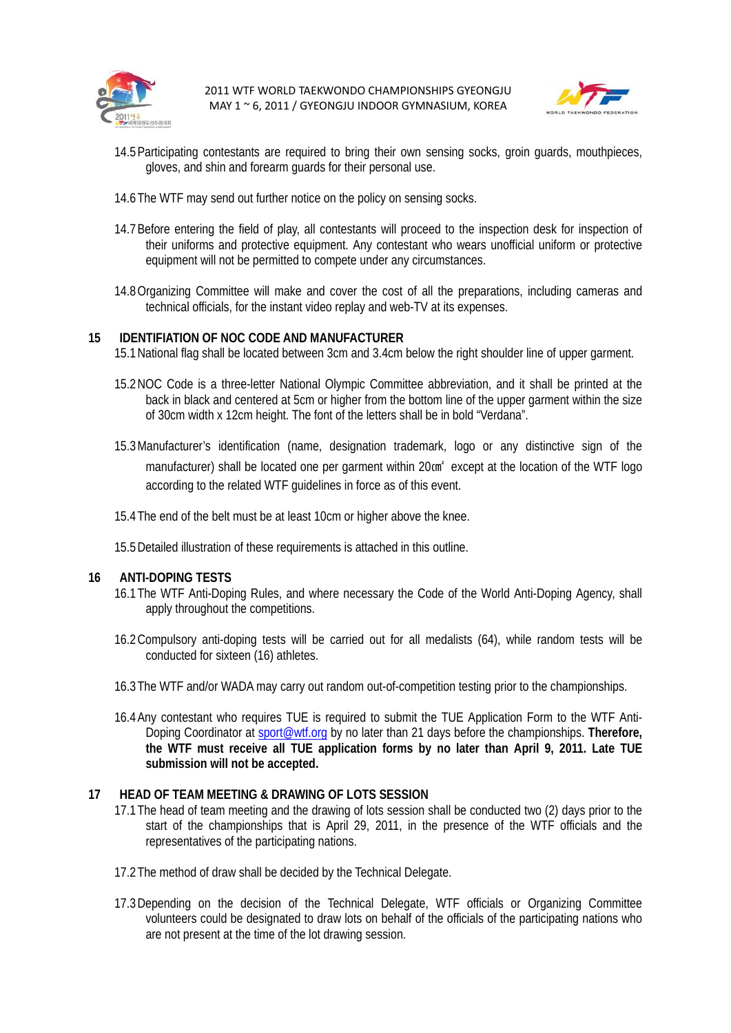14.5 Participating contestants are required to bring their own sensing socks, groin guards, mouthpieces, gloves, and shin and forearm guards for their personal use.

14.6 The WTF may send out further notice on the policy on sensing socks.

14.7 Before entering the field of play, all contestants will proceed to the inspection desk for inspection of their uniforms and protective equipment. Any contestant who wears unofficial uniform or protective equipment will not be permitted to compete under any circumstances.

14.8 Organizing Committee will make and cover the cost of all the preparations, including cameras and technical officials, for the instant video replay and web-TV at its expenses.

## 15 IDENTIFIATION OF NOC CODE AND MANUFACTURER

15.1 National flag shall be located between 3cm and 3.4cm below the right shoulder line of upper garment.

15.2 NOC Code is a three-letter National Olympic Committee abbreviation, and it shall be printed at the back in black and centered at 5cm or higher from the bottom line of the upper garment within the size of 30cm width x 12cm height. The font of the letters shall be in bold "Verdana".

15.3 Manufacturer's identification (name, designation trademark, logo or any distinctive sign of the manufacturer) shall be located one per garment within 20㎠ except at the location of the WTF logo according to the related WTF guidelines in force as of this event.

15.4 The end of the belt must be at least 10cm or higher above the knee.

15.5 Detailed illustration of these requirements is attached in this outline.

## 16 ANTI-DOPING TESTS

16.1 The WTF Anti-Doping Rules, and where necessary the Code of the World Anti-Doping Agency, shall apply throughout the competitions.

16.2 Compulsory anti-doping tests will be carried out for all medalists (64), while random tests will be conducted for sixteen (16) athletes.

16.3 The WTF and/or WADA may carry out random out-of-competition testing prior to the championships.

16.4 Any contestant who requires TUE is required to submit the TUE Application Form to the WTF Anti-Doping Coordinator at sport@wtf.org by no later than 21 days before the championships. **Therefore, the WTF must receive all TUE application forms by no later than April 9, 2011. Late TUE submission will not be accepted.**

## 17 HEAD OF TEAM MEETING & DRAWING OF LOTS SESSION

17.1 The head of team meeting and the drawing of lots session shall be conducted two (2) days prior to the start of the championships that is April 29, 2011, in the presence of the WTF officials and the representatives of the participating nations.

17.2 The method of draw shall be decided by the Technical Delegate.

17.3 Depending on the decision of the Technical Delegate, WTF officials or Organizing Committee volunteers could be designated to draw lots on behalf of the officials of the participating nations who are not present at the time of the lot drawing session.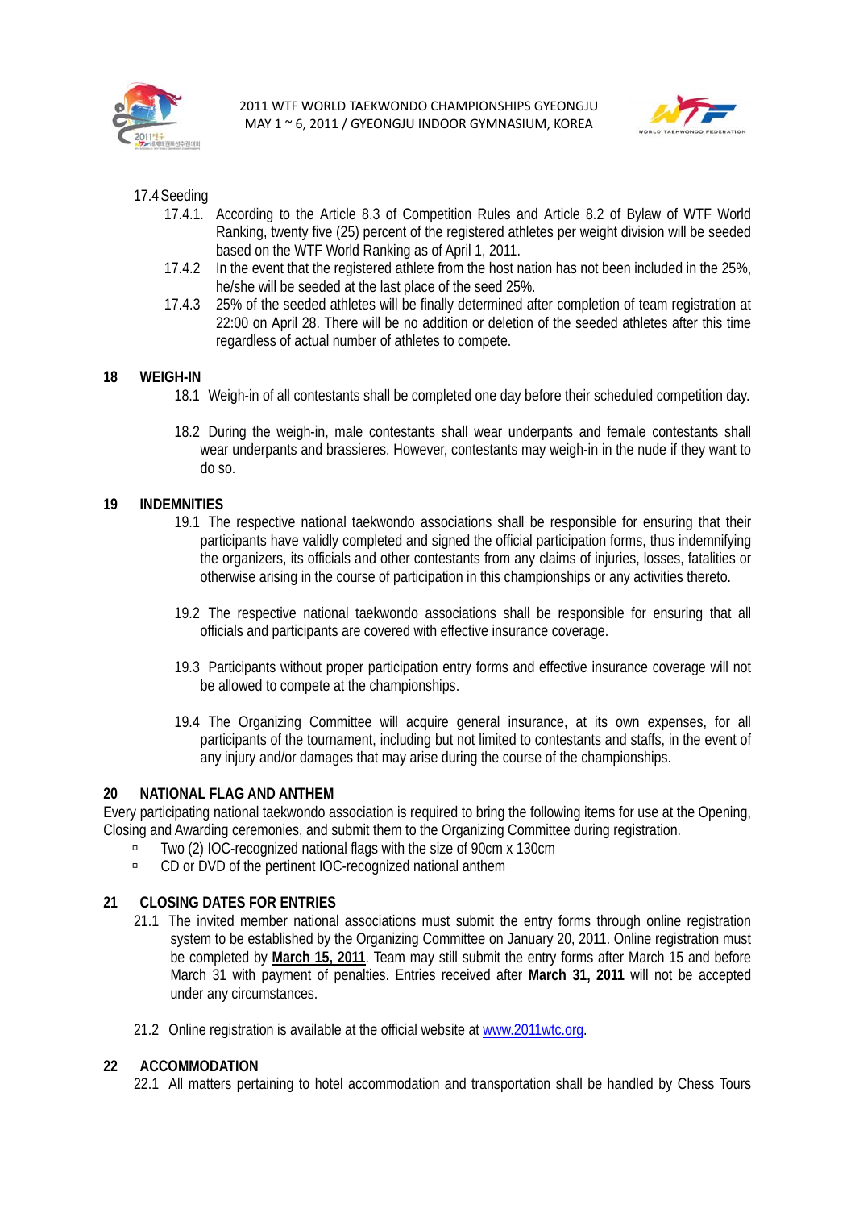17.4 Seeding

17.4.1. According to the Article 8.3 of Competition Rules and Article 8.2 of Bylaw of WTF World Ranking, twenty five (25) percent of the registered athletes per weight division will be seeded based on the WTF World Ranking as of April 1, 2011.

17.4.2 In the event that the registered athlete from the host nation has not been included in the 25%, he/she will be seeded at the last place of the seed 25%.

17.4.3 25% of the seeded athletes will be finally determined after completion of team registration at 22:00 on April 28. There will be no addition or deletion of the seeded athletes after this time regardless of actual number of athletes to compete.

## 18 WEIGH-IN

18.1 Weigh-in of all contestants shall be completed one day before their scheduled competition day.

18.2 During the weigh-in, male contestants shall wear underpants and female contestants shall wear underpants and brassieres. However, contestants may weigh-in in the nude if they want to do so.

## 19 INDEMNITIES

19.1 The respective national taekwondo associations shall be responsible for ensuring that their participants have validly completed and signed the official participation forms, thus indemnifying the organizers, its officials and other contestants from any claims of injuries, losses, fatalities or otherwise arising in the course of participation in this championships or any activities thereto.

19.2 The respective national taekwondo associations shall be responsible for ensuring that all officials and participants are covered with effective insurance coverage.

19.3 Participants without proper participation entry forms and effective insurance coverage will not be allowed to compete at the championships.

19.4 The Organizing Committee will acquire general insurance, at its own expenses, for all participants of the tournament, including but not limited to contestants and staffs, in the event of any injury and/or damages that may arise during the course of the championships.

## 20 NATIONAL FLAG AND ANTHEM

Every participating national taekwondo association is required to bring the following items for use at the Opening, Closing and Awarding ceremonies, and submit them to the Organizing Committee during registration.

- Two (2) IOC-recognized national flags with the size of 90cm x 130cm
- CD or DVD of the pertinent IOC-recognized national anthem

## 21 CLOSING DATES FOR ENTRIES

21.1 The invited member national associations must submit the entry forms through online registration system to be established by the Organizing Committee on January 20, 2011. Online registration must be completed by **March 15, 2011**. Team may still submit the entry forms after March 15 and before March 31 with payment of penalties. Entries received after **March 31, 2011** will not be accepted under any circumstances.

21.2 Online registration is available at the official website at www.2011wtc.org.

## 22 ACCOMMODATION

22.1 All matters pertaining to hotel accommodation and transportation shall be handled by Chess Tours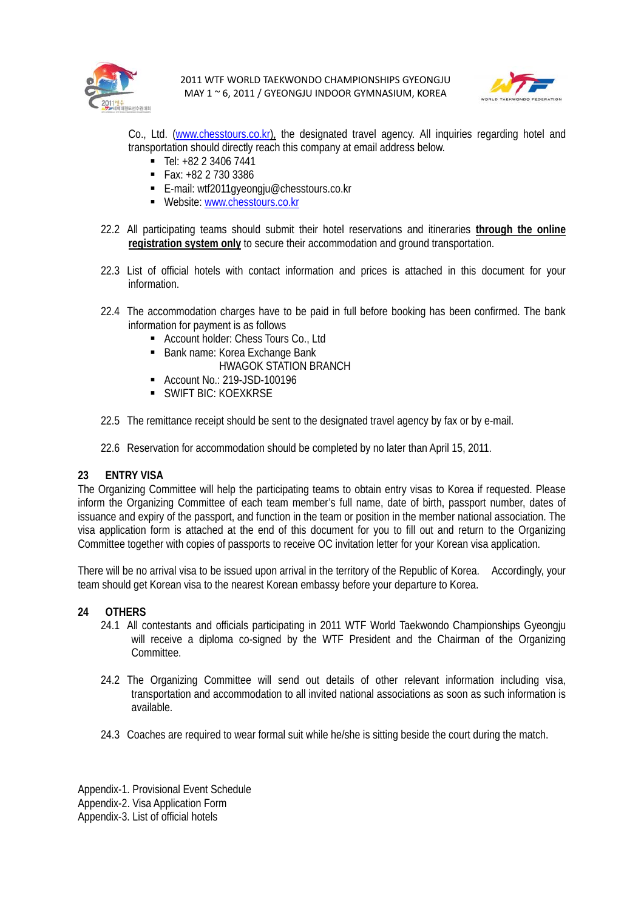Co., Ltd. ([www.chesstours.co.kr](http://www.chesstours.co.kr)), the designated travel agency. All inquiries regarding hotel and transportation should directly reach this company at email address below.

- Tel: +82 2 3406 7441
- Fax: +82 2 730 3386
- E-mail: wtf2011gyeongju@chesstours.co.kr
- Website: [www.chesstours.co.kr](http://www.chesstours.co.kr)

22.2 All participating teams should submit their hotel reservations and itineraries **through the online registration system only** to secure their accommodation and ground transportation.

22.3 List of official hotels with contact information and prices is attached in this document for your information.

22.4 The accommodation charges have to be paid in full before booking has been confirmed. The bank information for payment is as follows

- Account holder: Chess Tours Co., Ltd
- Bank name: Korea Exchange Bank
  HWAGOK STATION BRANCH
- Account No.: 219-JSD-100196
- SWIFT BIC: KOEXKRSE

22.5 The remittance receipt should be sent to the designated travel agency by fax or by e-mail.

22.6 Reservation for accommodation should be completed by no later than April 15, 2011.

## 23 ENTRY VISA

The Organizing Committee will help the participating teams to obtain entry visas to Korea if requested. Please inform the Organizing Committee of each team member's full name, date of birth, passport number, dates of issuance and expiry of the passport, and function in the team or position in the member national association. The visa application form is attached at the end of this document for you to fill out and return to the Organizing Committee together with copies of passports to receive OC invitation letter for your Korean visa application.

There will be no arrival visa to be issued upon arrival in the territory of the Republic of Korea. Accordingly, your team should get Korean visa to the nearest Korean embassy before your departure to Korea.

## 24 OTHERS

24.1 All contestants and officials participating in 2011 WTF World Taekwondo Championships Gyeongju will receive a diploma co-signed by the WTF President and the Chairman of the Organizing Committee.

24.2 The Organizing Committee will send out details of other relevant information including visa, transportation and accommodation to all invited national associations as soon as such information is available.

24.3 Coaches are required to wear formal suit while he/she is sitting beside the court during the match.

Appendix-1. Provisional Event Schedule
Appendix-2. Visa Application Form
Appendix-3. List of official hotels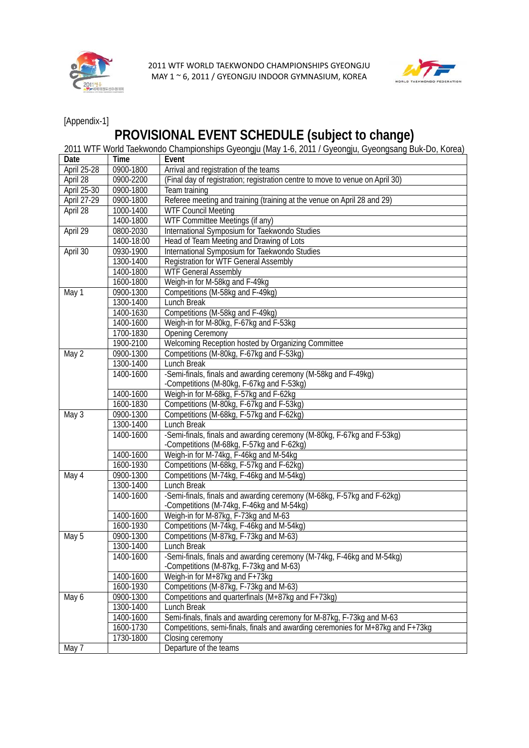[Appendix-1]

# PROVISIONAL EVENT SCHEDULE (subject to change)

2011 WTF World Taekwondo Championships Gyeongju (May 1-6, 2011 / Gyeongju, Gyeongsang Buk-Do, Korea)

| Date | Time | Event |
|---|---|---|
| April 25-28 | 0900-1800 | Arrival and registration of the teams |
| April 28 | 0900-2200 | (Final day of registration; registration centre to move to venue on April 30) |
| April 25-30 | 0900-1800 | Team training |
| April 27-29 | 0900-1800 | Referee meeting and training (training at the venue on April 28 and 29) |
| April 28 | 1000-1400 | WTF Council Meeting |
| | 1400-1800 | WTF Committee Meetings (if any) |
| April 29 | 0800-2030 | International Symposium for Taekwondo Studies |
| | 1400-18:00 | Head of Team Meeting and Drawing of Lots |
| April 30 | 0930-1900 | International Symposium for Taekwondo Studies |
| | 1300-1400 | Registration for WTF General Assembly |
| | 1400-1800 | WTF General Assembly |
| | 1600-1800 | Weigh-in for M-58kg and F-49kg |
| May 1 | 0900-1300 | Competitions (M-58kg and F-49kg) |
| | 1300-1400 | Lunch Break |
| | 1400-1630 | Competitions (M-58kg and F-49kg) |
| | 1400-1600 | Weigh-in for M-80kg, F-67kg and F-53kg |
| | 1700-1830 | Opening Ceremony |
| | 1900-2100 | Welcoming Reception hosted by Organizing Committee |
| May 2 | 0900-1300 | Competitions (M-80kg, F-67kg and F-53kg) |
| | 1300-1400 | Lunch Break |
| | 1400-1600 | -Semi-finals, finals and awarding ceremony (M-58kg and F-49kg)<br>-Competitions (M-80kg, F-67kg and F-53kg) |
| | 1400-1600 | Weigh-in for M-68kg, F-57kg and F-62kg |
| | 1600-1830 | Competitions (M-80kg, F-67kg and F-53kg) |
| May 3 | 0900-1300 | Competitions (M-68kg, F-57kg and F-62kg) |
| | 1300-1400 | Lunch Break |
| | 1400-1600 | -Semi-finals, finals and awarding ceremony (M-80kg, F-67kg and F-53kg)<br>-Competitions (M-68kg, F-57kg and F-62kg) |
| | 1400-1600 | Weigh-in for M-74kg, F-46kg and M-54kg |
| | 1600-1930 | Competitions (M-68kg, F-57kg and F-62kg) |
| May 4 | 0900-1300 | Competitions (M-74kg, F-46kg and M-54kg) |
| | 1300-1400 | Lunch Break |
| | 1400-1600 | -Semi-finals, finals and awarding ceremony (M-68kg, F-57kg and F-62kg)<br>-Competitions (M-74kg, F-46kg and M-54kg) |
| | 1400-1600 | Weigh-in for M-87kg, F-73kg and M-63 |
| | 1600-1930 | Competitions (M-74kg, F-46kg and M-54kg) |
| May 5 | 0900-1300 | Competitions (M-87kg, F-73kg and M-63) |
| | 1300-1400 | Lunch Break |
| | 1400-1600 | -Semi-finals, finals and awarding ceremony (M-74kg, F-46kg and M-54kg)<br>-Competitions (M-87kg, F-73kg and M-63) |
| | 1400-1600 | Weigh-in for M+87kg and F+73kg |
| | 1600-1930 | Competitions (M-87kg, F-73kg and M-63) |
| May 6 | 0900-1300 | Competitions and quarterfinals (M+87kg and F+73kg) |
| | 1300-1400 | Lunch Break |
| | 1400-1600 | Semi-finals, finals and awarding ceremony for M-87kg, F-73kg and M-63 |
| | 1600-1730 | Competitions, semi-finals, finals and awarding ceremonies for M+87kg and F+73kg |
| | 1730-1800 | Closing ceremony |
| May 7 | | Departure of the teams |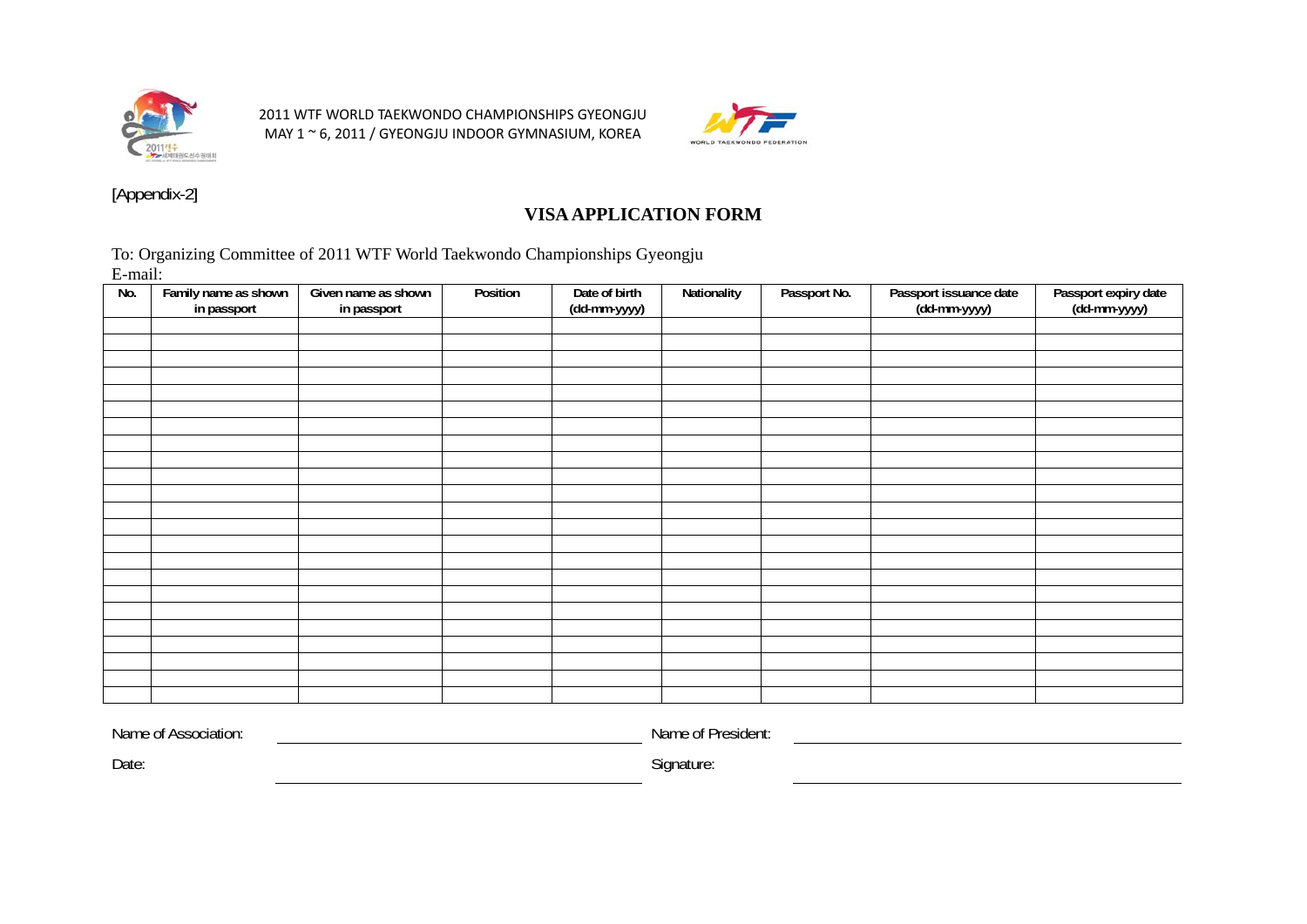2011 WTF WORLD TAEKWONDO CHAMPIONSHIPS GYEONGJU
MAY 1 ~ 6, 2011 / GYEONGJU INDOOR GYMNASIUM, KOREA

[Appendix-2]

## VISA APPLICATION FORM

To: Organizing Committee of 2011 WTF World Taekwondo Championships Gyeongju
E-mail:

| No. | Family name as shown in passport | Given name as shown in passport | Position | Date of birth (dd-mm-yyyy) | Nationality | Passport No. | Passport issuance date (dd-mm-yyyy) | Passport expiry date (dd-mm-yyyy) |
|---|---|---|---|---|---|---|---|---|
| | | | | | | | | |
| | | | | | | | | |
| | | | | | | | | |
| | | | | | | | | |
| | | | | | | | | |
| | | | | | | | | |
| | | | | | | | | |
| | | | | | | | | |
| | | | | | | | | |
| | | | | | | | | |
| | | | | | | | | |
| | | | | | | | | |
| | | | | | | | | |
| | | | | | | | | |
| | | | | | | | | |
| | | | | | | | | |
| | | | | | | | | |
| | | | | | | | | |
| | | | | | | | | |
| | | | | | | | | |
| | | | | | | | | |
| | | | | | | | | |
| | | | | | | | | |

Name of Association: ______________________ Name of President: ______________________

Date: ______________________ Signature: ______________________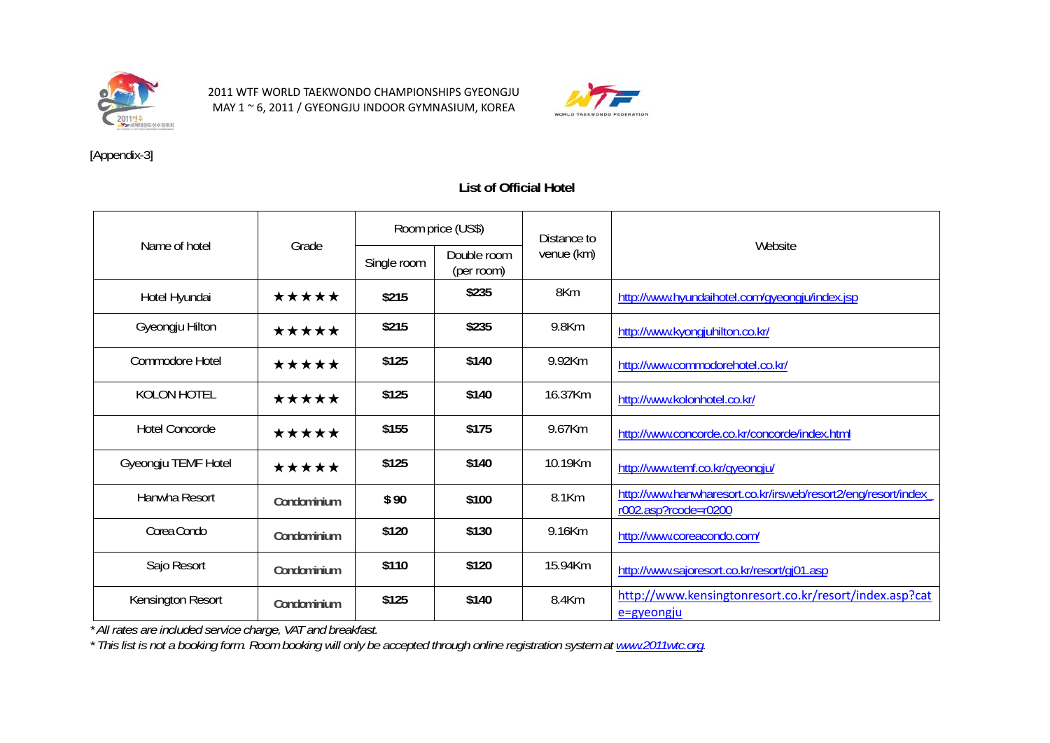2011 WTF WORLD TAEKWONDO CHAMPIONSHIPS GYEONGJU
MAY 1 ~ 6, 2011 / GYEONGJU INDOOR GYMNASIUM, KOREA

[Appendix-3]

## List of Official Hotel

| Name of hotel | Grade | Room price (US$) | | Distance to venue (km) | Website |
|---|---|---|---|---|---|
| | | Single room | Double room (per room) | | |
| Hotel Hyundai | ★★★★★ | $215 | $235 | 8Km | http://www.hyundaihotel.com/gyeongju/index.jsp |
| Gyeongju Hilton | ★★★★★ | $215 | $235 | 9.8Km | http://www.kyongjuhilton.co.kr/ |
| Commodore Hotel | ★★★★★ | $125 | $140 | 9.92Km | http://www.commodorehotel.co.kr/ |
| KOLON HOTEL | ★★★★★ | $125 | $140 | 16.37Km | http://www.kolonhotel.co.kr/ |
| Hotel Concorde | ★★★★★ | $155 | $175 | 9.67Km | http://www.concorde.co.kr/concorde/index.html |
| Gyeongju TEMF Hotel | ★★★★★ | $125 | $140 | 10.19Km | http://www.temf.co.kr/gyeongju/ |
| Hanwha Resort | Condominium | $ 90 | $100 | 8.1Km | http://www.hanwharesort.co.kr/irsweb/resort2/eng/resort/index_r002.asp?rcode=r0200 |
| Corea Condo | Condominium | $120 | $130 | 9.16Km | http://www.coreacondo.com/ |
| Sajo Resort | Condominium | $110 | $120 | 15.94Km | http://www.sajoresort.co.kr/resort/gj01.asp |
| Kensington Resort | Condominium | $125 | $140 | 8.4Km | http://www.kensingtonresort.co.kr/resort/index.asp?cate=gyeongju |

*\* All rates are included service charge, VAT and breakfast.*

*\* This list is not a booking form. Room booking will only be accepted through online registration system at www.2011wtc.org.*